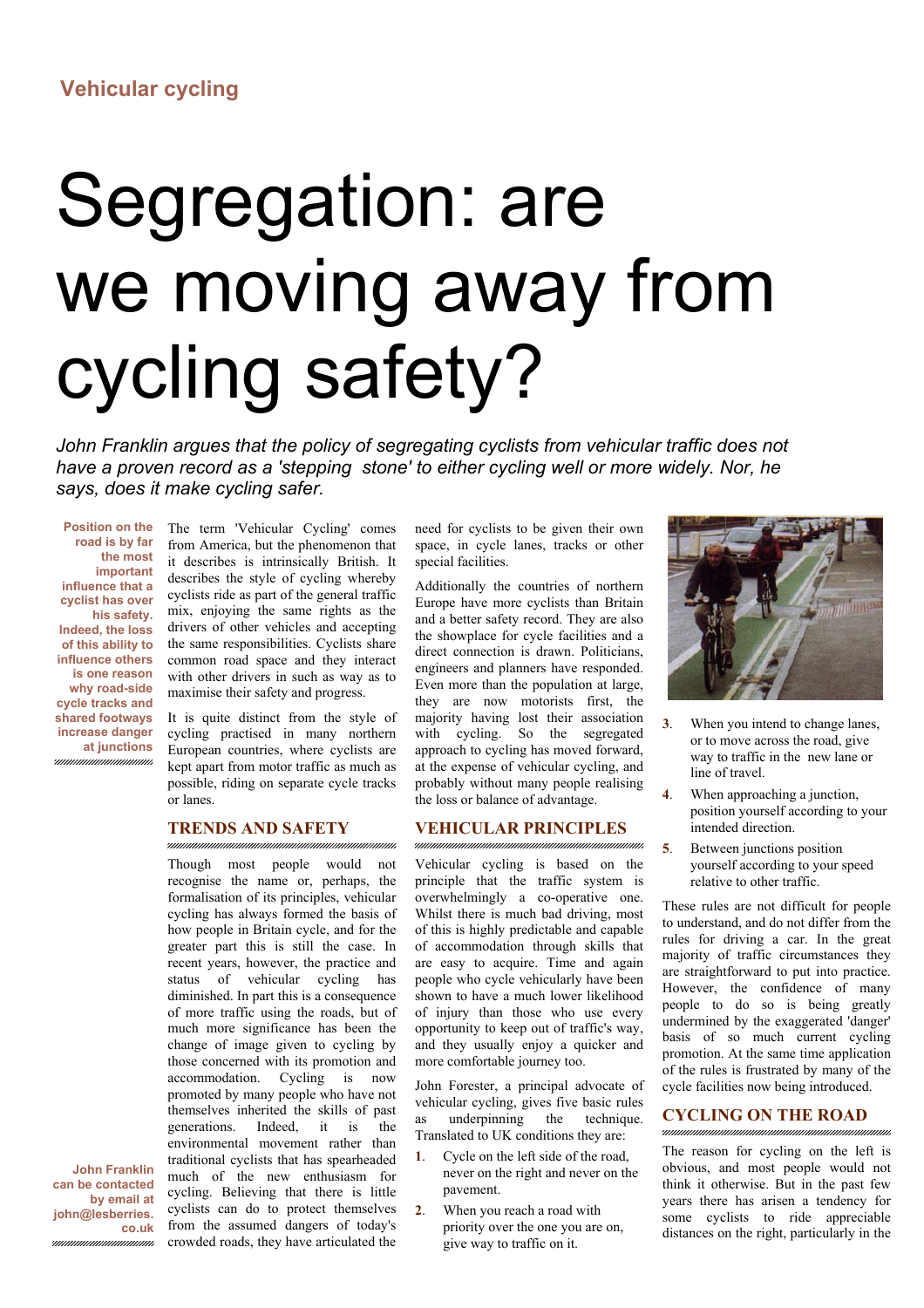Vehicular cycling

# Segregation: are we moving away from cycling safety?

*John Franklin argues that the policy of segregating cyclists from vehicular traffic does not have a proven record as a 'stepping stone' to either cycling well or more widely. Nor, he says, does it make cycling safer.*

**Position on the road is by far the most important influence that a cyclist has over his safety. Indeed, the loss of this ability to influence others is one reason why road-side cycle tracks and shared footways increase danger at junctions**

The term 'Vehicular Cycling' comes from America, but the phenomenon that it describes is intrinsically British. It describes the style of cycling whereby cyclists ride as part of the general traffic mix, enjoying the same rights as the drivers of other vehicles and accepting the same responsibilities. Cyclists share common road space and they interact with other drivers in such as way as to maximise their safety and progress.

It is quite distinct from the style of cycling practised in many northern European countries, where cyclists are kept apart from motor traffic as much as possible, riding on separate cycle tracks or lanes.

## TRENDS AND SAFETY

Though most people would not recognise the name or, perhaps, the formalisation of its principles, vehicular cycling has always formed the basis of how people in Britain cycle, and for the greater part this is still the case. In recent years, however, the practice and status of vehicular cycling has diminished. In part this is a consequence of more traffic using the roads, but of much more significance has been the change of image given to cycling by those concerned with its promotion and accommodation. Cycling is now promoted by many people who have not themselves inherited the skills of past generations. Indeed, it is the environmental movement rather than traditional cyclists that has spearheaded much of the new enthusiasm for cycling. Believing that there is little cyclists can do to protect themselves from the assumed dangers of today's crowded roads, they have articulated the need for cyclists to be given their own space, in cycle lanes, tracks or other special facilities.

Additionally the countries of northern Europe have more cyclists than Britain and a better safety record. They are also the showplace for cycle facilities and a direct connection is drawn. Politicians, engineers and planners have responded. Even more than the population at large, they are now motorists first, the majority having lost their association with cycling. So the segregated approach to cycling has moved forward, at the expense of vehicular cycling, and probably without many people realising the loss or balance of advantage.

## VEHICULAR PRINCIPLES

Vehicular cycling is based on the principle that the traffic system is overwhelmingly a co-operative one. Whilst there is much bad driving, most of this is highly predictable and capable of accommodation through skills that are easy to acquire. Time and again people who cycle vehicularly have been shown to have a much lower likelihood of injury than those who use every opportunity to keep out of traffic's way, and they usually enjoy a quicker and more comfortable journey too.

John Forester, a principal advocate of vehicular cycling, gives five basic rules as underpinning the technique. Translated to UK conditions they are:

1. Cycle on the left side of the road, never on the right and never on the pavement.
2. When you reach a road with priority over the one you are on, give way to traffic on it.
3. When you intend to change lanes, or to move across the road, give way to traffic in the new lane or line of travel.
4. When approaching a junction, position yourself according to your intended direction.
5. Between junctions position yourself according to your speed relative to other traffic.

These rules are not difficult for people to understand, and do not differ from the rules for driving a car. In the great majority of traffic circumstances they are straightforward to put into practice. However, the confidence of many people to do so is being greatly undermined by the exaggerated 'danger' basis of so much current cycling promotion. At the same time application of the rules is frustrated by many of the cycle facilities now being introduced.

## CYCLING ON THE ROAD

The reason for cycling on the left is obvious, and most people would not think it otherwise. But in the past few years there has arisen a tendency for some cyclists to ride appreciable distances on the right, particularly in the

**John Franklin can be contacted by email at john@lesberries.co.uk**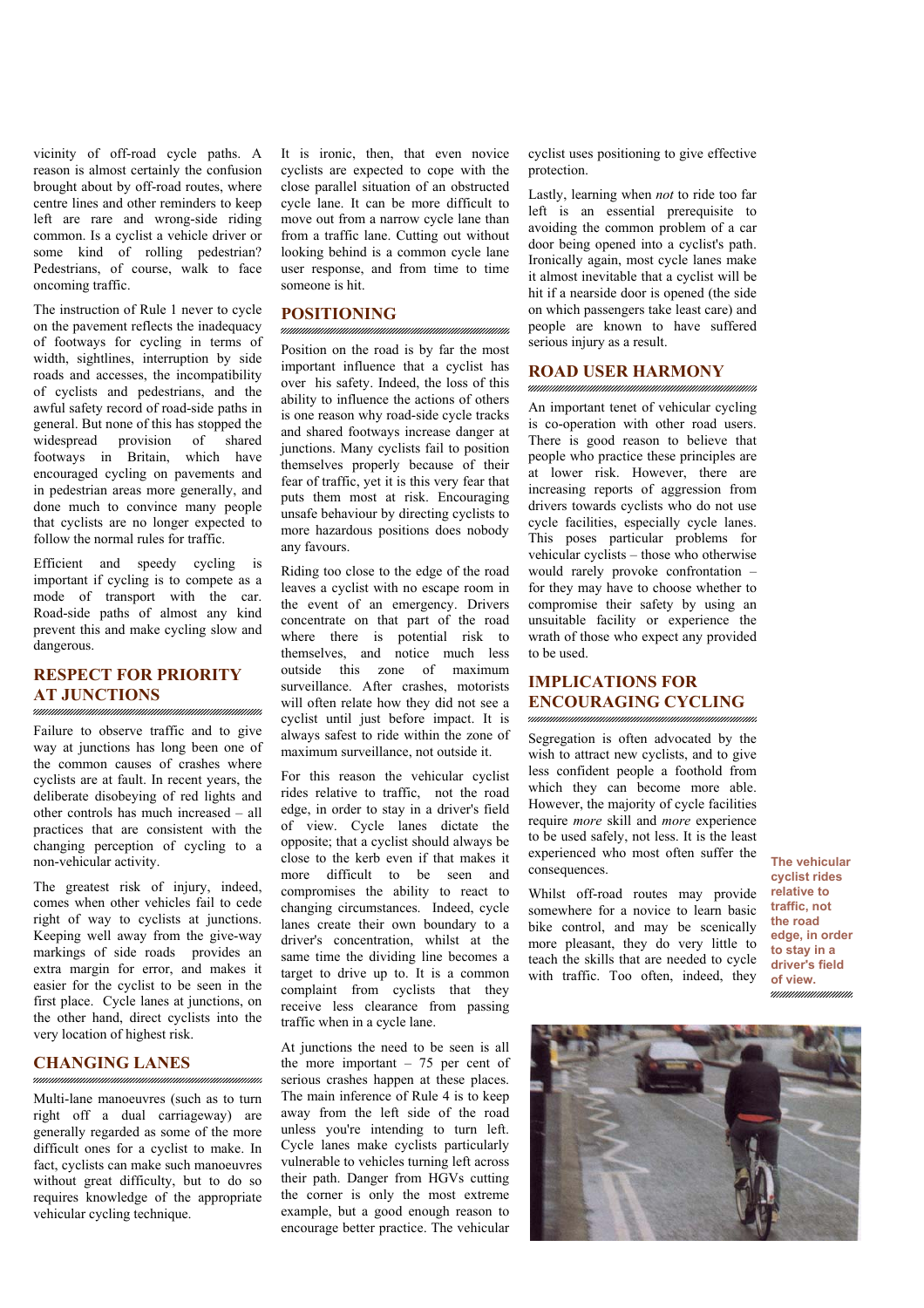vicinity of off-road cycle paths. A reason is almost certainly the confusion brought about by off-road routes, where centre lines and other reminders to keep left are rare and wrong-side riding common. Is a cyclist a vehicle driver or some kind of rolling pedestrian? Pedestrians, of course, walk to face oncoming traffic.

The instruction of Rule 1 never to cycle on the pavement reflects the inadequacy of footways for cycling in terms of width, sightlines, interruption by side roads and accesses, the incompatibility of cyclists and pedestrians, and the awful safety record of road-side paths in general. But none of this has stopped the widespread provision of shared footways in Britain, which have encouraged cycling on pavements and in pedestrian areas more generally, and done much to convince many people that cyclists are no longer expected to follow the normal rules for traffic.

Efficient and speedy cycling is important if cycling is to compete as a mode of transport with the car. Road-side paths of almost any kind prevent this and make cycling slow and dangerous.

## RESPECT FOR PRIORITY AT JUNCTIONS

Failure to observe traffic and to give way at junctions has long been one of the common causes of crashes where cyclists are at fault. In recent years, the deliberate disobeying of red lights and other controls has much increased – all practices that are consistent with the changing perception of cycling to a non-vehicular activity.

The greatest risk of injury, indeed, comes when other vehicles fail to cede right of way to cyclists at junctions. Keeping well away from the give-way markings of side roads provides an extra margin for error, and makes it easier for the cyclist to be seen in the first place. Cycle lanes at junctions, on the other hand, direct cyclists into the very location of highest risk.

## CHANGING LANES

Multi-lane manoeuvres (such as to turn right off a dual carriageway) are generally regarded as some of the more difficult ones for a cyclist to make. In fact, cyclists can make such manoeuvres without great difficulty, but to do so requires knowledge of the appropriate vehicular cycling technique.

It is ironic, then, that even novice cyclists are expected to cope with the close parallel situation of an obstructed cycle lane. It can be more difficult to move out from a narrow cycle lane than from a traffic lane. Cutting out without looking behind is a common cycle lane user response, and from time to time someone is hit.

## POSITIONING

Position on the road is by far the most important influence that a cyclist has over his safety. Indeed, the loss of this ability to influence the actions of others is one reason why road-side cycle tracks and shared footways increase danger at junctions. Many cyclists fail to position themselves properly because of their fear of traffic, yet it is this very fear that puts them most at risk. Encouraging unsafe behaviour by directing cyclists to more hazardous positions does nobody any favours.

Riding too close to the edge of the road leaves a cyclist with no escape room in the event of an emergency. Drivers concentrate on that part of the road where there is potential risk to themselves, and notice much less outside this zone of maximum surveillance. After crashes, motorists will often relate how they did not see a cyclist until just before impact. It is always safest to ride within the zone of maximum surveillance, not outside it.

For this reason the vehicular cyclist rides relative to traffic, not the road edge, in order to stay in a driver's field of view. Cycle lanes dictate the opposite; that a cyclist should always be close to the kerb even if that makes it more difficult to be seen and compromises the ability to react to changing circumstances. Indeed, cycle lanes create their own boundary to a driver's concentration, whilst at the same time the dividing line becomes a target to drive up to. It is a common complaint from cyclists that they receive less clearance from passing traffic when in a cycle lane.

At junctions the need to be seen is all the more important – 75 per cent of serious crashes happen at these places. The main inference of Rule 4 is to keep away from the left side of the road unless you're intending to turn left. Cycle lanes make cyclists particularly vulnerable to vehicles turning left across their path. Danger from HGVs cutting the corner is only the most extreme example, but a good enough reason to encourage better practice. The vehicular cyclist uses positioning to give effective protection.

Lastly, learning when *not* to ride too far left is an essential prerequisite to avoiding the common problem of a car door being opened into a cyclist's path. Ironically again, most cycle lanes make it almost inevitable that a cyclist will be hit if a nearside door is opened (the side on which passengers take least care) and people are known to have suffered serious injury as a result.

## ROAD USER HARMONY

An important tenet of vehicular cycling is co-operation with other road users. There is good reason to believe that people who practice these principles are at lower risk. However, there are increasing reports of aggression from drivers towards cyclists who do not use cycle facilities, especially cycle lanes. This poses particular problems for vehicular cyclists – those who otherwise would rarely provoke confrontation – for they may have to choose whether to compromise their safety by using an unsuitable facility or experience the wrath of those who expect any provided to be used.

## IMPLICATIONS FOR ENCOURAGING CYCLING

Segregation is often advocated by the wish to attract new cyclists, and to give less confident people a foothold from which they can become more able. However, the majority of cycle facilities require *more* skill and *more* experience to be used safely, not less. It is the least experienced who most often suffer the consequences.

Whilst off-road routes may provide somewhere for a novice to learn basic bike control, and may be scenically more pleasant, they do very little to teach the skills that are needed to cycle with traffic. Too often, indeed, they

**The vehicular cyclist rides relative to traffic, not the road edge, in order to stay in a driver's field of view.**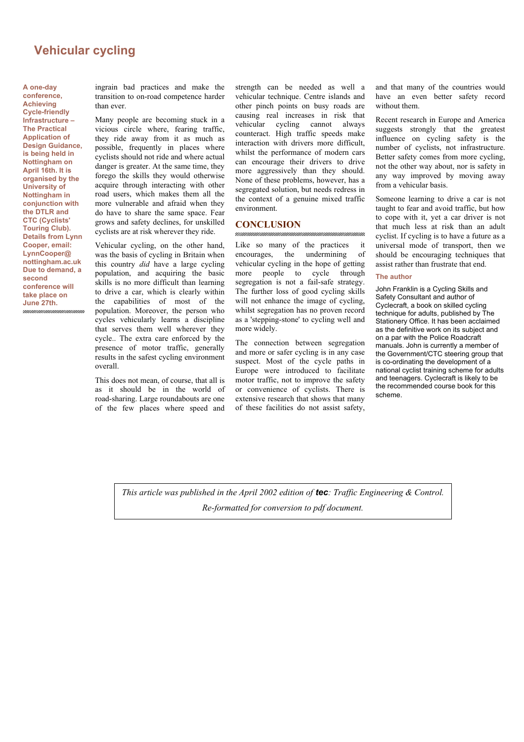# Vehicular cycling

**A one-day conference, Achieving Cycle-friendly Infrastructure – The Practical Application of Design Guidance, is being held in Nottingham on April 16th. It is organised by the University of Nottingham in conjunction with the DTLR and CTC (Cyclists' Touring Club). Details from Lynn Cooper, email: LynnCooper@ nottingham.ac.uk Due to demand, a second conference will take place on June 27th.**

ingrain bad practices and make the transition to on-road competence harder than ever.

Many people are becoming stuck in a vicious circle where, fearing traffic, they ride away from it as much as possible, frequently in places where cyclists should not ride and where actual danger is greater. At the same time, they forego the skills they would otherwise acquire through interacting with other road users, which makes them all the more vulnerable and afraid when they do have to share the same space. Fear grows and safety declines, for unskilled cyclists are at risk wherever they ride.

Vehicular cycling, on the other hand, was the basis of cycling in Britain when this country *did* have a large cycling population, and acquiring the basic skills is no more difficult than learning to drive a car, which is clearly within the capabilities of most of the population. Moreover, the person who cycles vehicularly learns a discipline that serves them well wherever they cycle.. The extra care enforced by the presence of motor traffic, generally results in the safest cycling environment overall.

This does not mean, of course, that all is as it should be in the world of road-sharing. Large roundabouts are one of the few places where speed and strength can be needed as well a vehicular technique. Centre islands and other pinch points on busy roads are causing real increases in risk that vehicular cycling cannot always counteract. High traffic speeds make interaction with drivers more difficult, whilst the performance of modern cars can encourage their drivers to drive more aggressively than they should. None of these problems, however, has a segregated solution, but needs redress in the context of a genuine mixed traffic environment.

## CONCLUSION

Like so many of the practices it encourages, the undermining of vehicular cycling in the hope of getting more people to cycle through segregation is not a fail-safe strategy. The further loss of good cycling skills will not enhance the image of cycling, whilst segregation has no proven record as a 'stepping-stone' to cycling well and more widely.

The connection between segregation and more or safer cycling is in any case suspect. Most of the cycle paths in Europe were introduced to facilitate motor traffic, not to improve the safety or convenience of cyclists. There is extensive research that shows that many of these facilities do not assist safety, and that many of the countries would have an even better safety record without them.

Recent research in Europe and America suggests strongly that the greatest influence on cycling safety is the number of cyclists, not infrastructure. Better safety comes from more cycling, not the other way about, nor is safety in any way improved by moving away from a vehicular basis.

Someone learning to drive a car is not taught to fear and avoid traffic, but how to cope with it, yet a car driver is not that much less at risk than an adult cyclist. If cycling is to have a future as a universal mode of transport, then we should be encouraging techniques that assist rather than frustrate that end.

### The author

John Franklin is a Cycling Skills and Safety Consultant and author of Cyclecraft, a book on skilled cycling technique for adults, published by The Stationery Office. It has been acclaimed as the definitive work on its subject and on a par with the Police Roadcraft manuals. John is currently a member of the Government/CTC steering group that is co-ordinating the development of a national cyclist training scheme for adults and teenagers. Cyclecraft is likely to be the recommended course book for this scheme.

*This article was published in the April 2002 edition of* ***tec****: Traffic Engineering & Control.*

*Re-formatted for conversion to pdf document.*